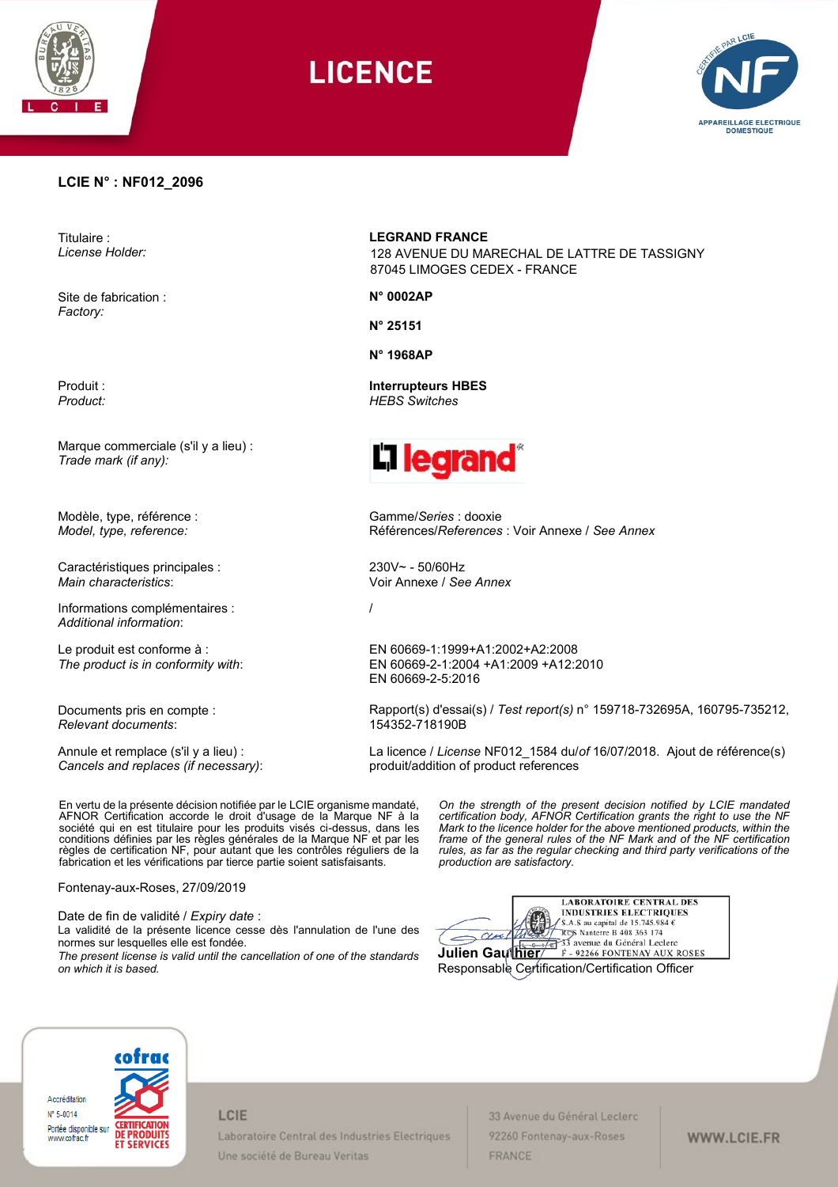# LICENCE

**LCIE N° : NF012_2096**

| | |
|---|---|
| Titulaire : *License Holder:* | **LEGRAND FRANCE** 128 AVENUE DU MARECHAL DE LATTRE DE TASSIGNY 87045 LIMOGES CEDEX - FRANCE |
| Site de fabrication : *Factory:* | **N° 0002AP** **N° 25151** **N° 1968AP** |
| Produit : *Product:* | **Interrupteurs HBES** *HEBS Switches* |
| Marque commerciale (s'il y a lieu) : *Trade mark (if any):* | legrand |
| Modèle, type, référence : *Model, type, reference:* | Gamme/*Series* : dooxie Références/*References* : Voir Annexe / *See Annex* |
| Caractéristiques principales : *Main characteristics*: | 230V~ - 50/60Hz Voir Annexe / *See Annex* |
| Informations complémentaires : *Additional information*: | / |
| Le produit est conforme à : *The product is in conformity with*: | EN 60669-1:1999+A1:2002+A2:2008 EN 60669-2-1:2004 +A1:2009 +A12:2010 EN 60669-2-5:2016 |
| Documents pris en compte : *Relevant documents*: | Rapport(s) d'essai(s) / *Test report(s)* n° 159718-732695A, 160795-735212, 154352-718190B |
| Annule et remplace (s'il y a lieu) : *Cancels and replaces (if necessary)*: | La licence / *License* NF012_1584 du/*of* 16/07/2018. Ajout de référence(s) produit/addition of product references |

En vertu de la présente décision notifiée par le LCIE organisme mandaté, AFNOR Certification accorde le droit d'usage de la Marque NF à la société qui en est titulaire pour les produits visés ci-dessus, dans les conditions définies par les règles générales de la Marque NF et par les règles de certification NF, pour autant que les contrôles réguliers de la fabrication et les vérifications par tierce partie soient satisfaisants.

*On the strength of the present decision notified by LCIE mandated certification body, AFNOR Certification grants the right to use the NF Mark to the licence holder for the above mentioned products, within the frame of the general rules of the NF Mark and of the NF certification rules, as far as the regular checking and third party verifications of the production are satisfactory.*

Fontenay-aux-Roses, 27/09/2019

Date de fin de validité / *Expiry date* :
La validité de la présente licence cesse dès l'annulation de l'une des normes sur lesquelles elle est fondée.
*The present license is valid until the cancellation of one of the standards on which it is based.*

LABORATOIRE CENTRAL DES INDUSTRIES ELECTRIQUES
S.A.S au capital de 15.745.984 €
RCS Nanterre B 408 363 174
33 avenue du Général Leclerc
F - 92266 FONTENAY AUX ROSES

**Julien Gauthier**
Responsable Certification/Certification Officer

cofrac — Accréditation N° 5-0014 — Portée disponible sur www.cofrac.fr — CERTIFICATION DE PRODUITS ET SERVICES

LCIE
Laboratoire Central des Industries Electriques
Une société de Bureau Veritas

33 Avenue du Général Leclerc
92260 Fontenay-aux-Roses
FRANCE

WWW.LCIE.FR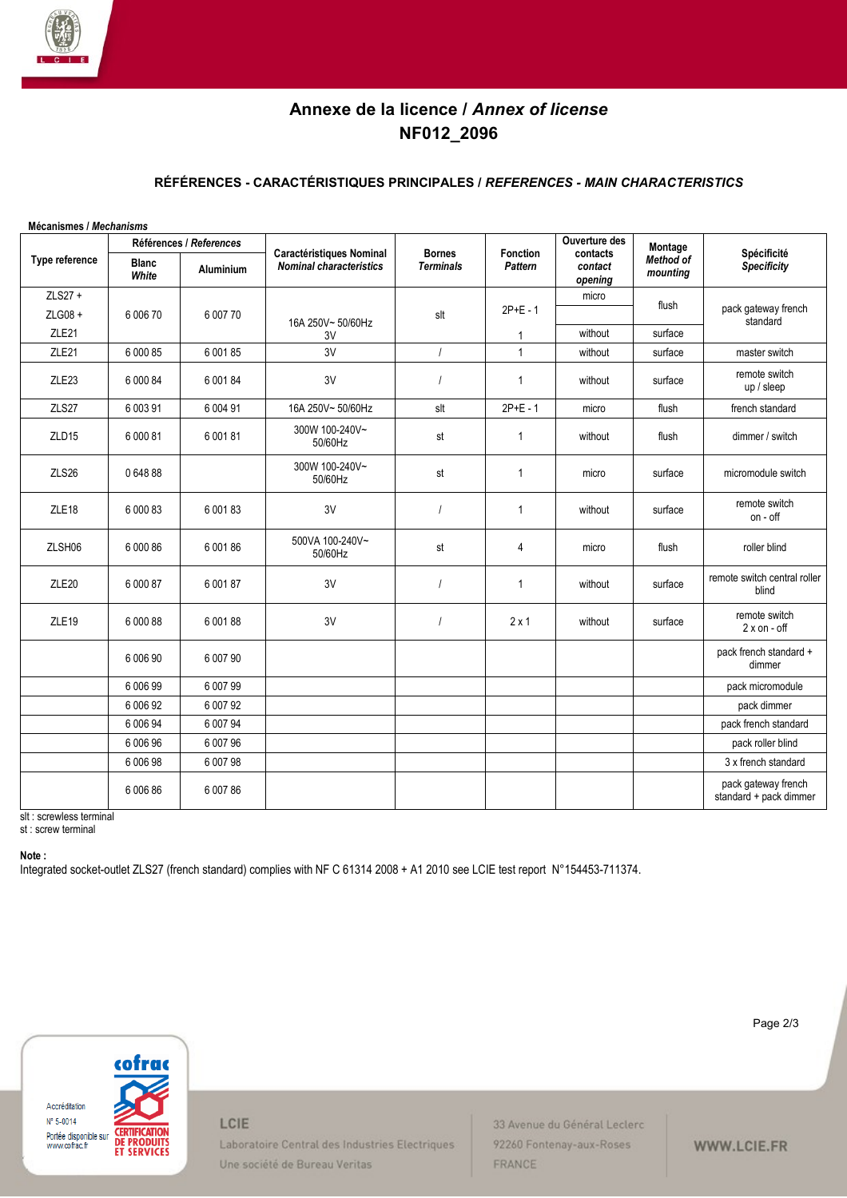# Annexe de la licence / *Annex of license*
# NF012_2096

## RÉFÉRENCES - CARACTÉRISTIQUES PRINCIPALES / *REFERENCES - MAIN CHARACTERISTICS*

**Mécanismes / *Mechanisms***

| Type reference | Références / *References* | | Caractéristiques Nominal *Nominal characteristics* | Bornes *Terminals* | Fonction *Pattern* | Ouverture des contacts *contact opening* | Montage *Method of mounting* | Spécificité *Specificity* |
|---|---|---|---|---|---|---|---|---|
| | Blanc *White* | Aluminium | | | | | | |
| ZLS27 + ZLG08 + ZLE21 | 6 006 70 | 6 007 70 | 16A 250V~ 50/60Hz 3V | slt | 2P+E - 1 / 1 | micro / without | flush / surface | pack gateway french standard |
| ZLE21 | 6 000 85 | 6 001 85 | 3V | / | 1 | without | surface | master switch |
| ZLE23 | 6 000 84 | 6 001 84 | 3V | / | 1 | without | surface | remote switch up / sleep |
| ZLS27 | 6 003 91 | 6 004 91 | 16A 250V~ 50/60Hz | slt | 2P+E - 1 | micro | flush | french standard |
| ZLD15 | 6 000 81 | 6 001 81 | 300W 100-240V~ 50/60Hz | st | 1 | without | flush | dimmer / switch |
| ZLS26 | 0 648 88 | | 300W 100-240V~ 50/60Hz | st | 1 | micro | surface | micromodule switch |
| ZLE18 | 6 000 83 | 6 001 83 | 3V | / | 1 | without | surface | remote switch on - off |
| ZLSH06 | 6 000 86 | 6 001 86 | 500VA 100-240V~ 50/60Hz | st | 4 | micro | flush | roller blind |
| ZLE20 | 6 000 87 | 6 001 87 | 3V | / | 1 | without | surface | remote switch central roller blind |
| ZLE19 | 6 000 88 | 6 001 88 | 3V | / | 2 x 1 | without | surface | remote switch 2 x on - off |
| | 6 006 90 | 6 007 90 | | | | | | pack french standard + dimmer |
| | 6 006 99 | 6 007 99 | | | | | | pack micromodule |
| | 6 006 92 | 6 007 92 | | | | | | pack dimmer |
| | 6 006 94 | 6 007 94 | | | | | | pack french standard |
| | 6 006 96 | 6 007 96 | | | | | | pack roller blind |
| | 6 006 98 | 6 007 98 | | | | | | 3 x french standard |
| | 6 006 86 | 6 007 86 | | | | | | pack gateway french standard + pack dimmer |

slt : screwless terminal
st : screw terminal

**Note :**
Integrated socket-outlet ZLS27 (french standard) complies with NF C 61314 2008 + A1 2010 see LCIE test report N°154453-711374.

Accréditation N° 5-0014
Portée disponible sur www.cofrac.fr

LCIE
Laboratoire Central des Industries Electriques
Une société de Bureau Veritas

33 Avenue du Général Leclerc
92260 Fontenay-aux-Roses
FRANCE

WWW.LCIE.FR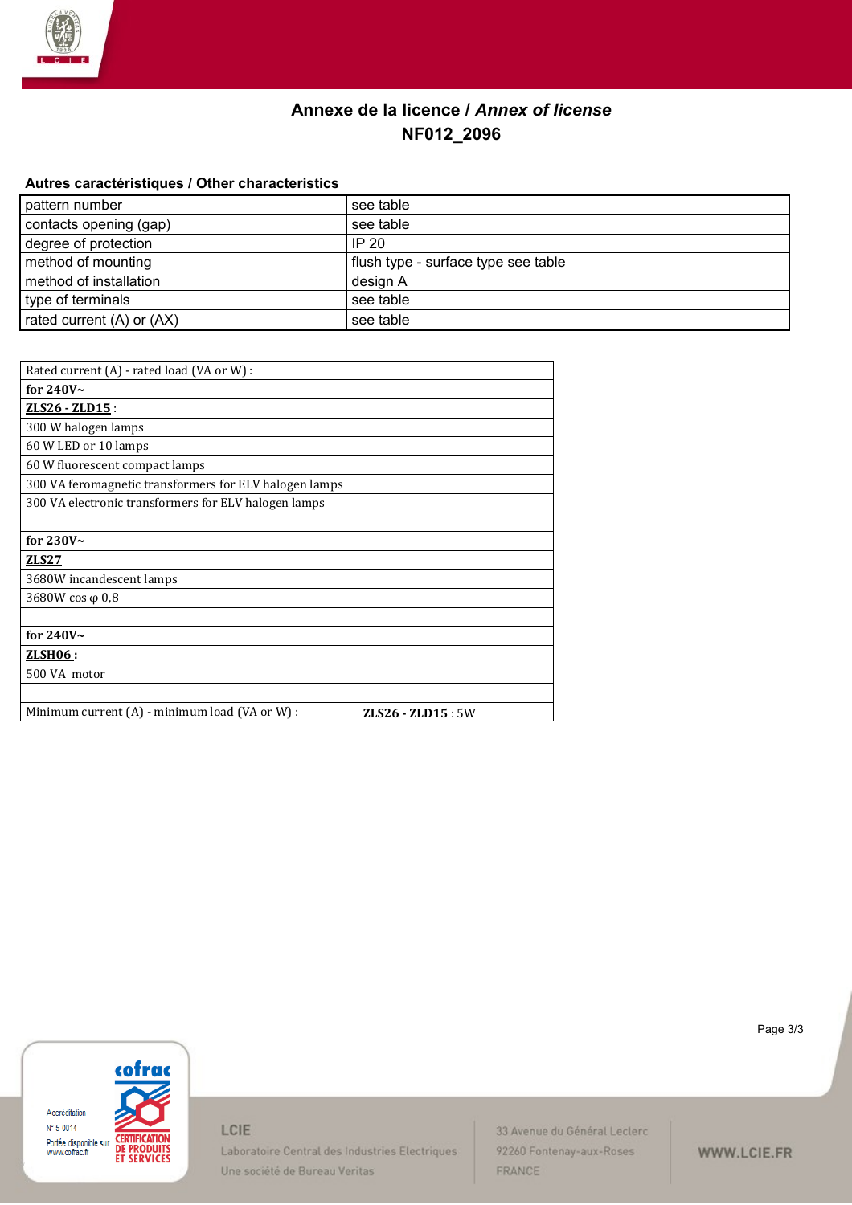# Annexe de la licence / *Annex of license*

## NF012_2096

### Autres caractéristiques / Other characteristics

| | |
|---|---|
| pattern number | see table |
| contacts opening (gap) | see table |
| degree of protection | IP 20 |
| method of mounting | flush type - surface type see table |
| method of installation | design A |
| type of terminals | see table |
| rated current (A) or (AX) | see table |

| | |
|---|---|
| Rated current (A) - rated load (VA or W) : | |
| **for 240V~** | |
| **ZLS26 - ZLD15** : | |
| 300 W halogen lamps | |
| 60 W LED or 10 lamps | |
| 60 W fluorescent compact lamps | |
| 300 VA feromagnetic transformers for ELV halogen lamps | |
| 300 VA electronic transformers for ELV halogen lamps | |
| | |
| **for 230V~** | |
| **ZLS27** | |
| 3680W incandescent lamps | |
| 3680W cos φ 0,8 | |
| | |
| **for 240V~** | |
| **ZLSH06** : | |
| 500 VA motor | |
| | |
| Minimum current (A) - minimum load (VA or W) : | **ZLS26 - ZLD15** : 5W |

Accréditation N° 5-0014 Portée disponible sur www.cofrac.fr

LCIE
Laboratoire Central des Industries Electriques
Une société de Bureau Veritas

33 Avenue du Général Leclerc
92260 Fontenay-aux-Roses
FRANCE

WWW.LCIE.FR